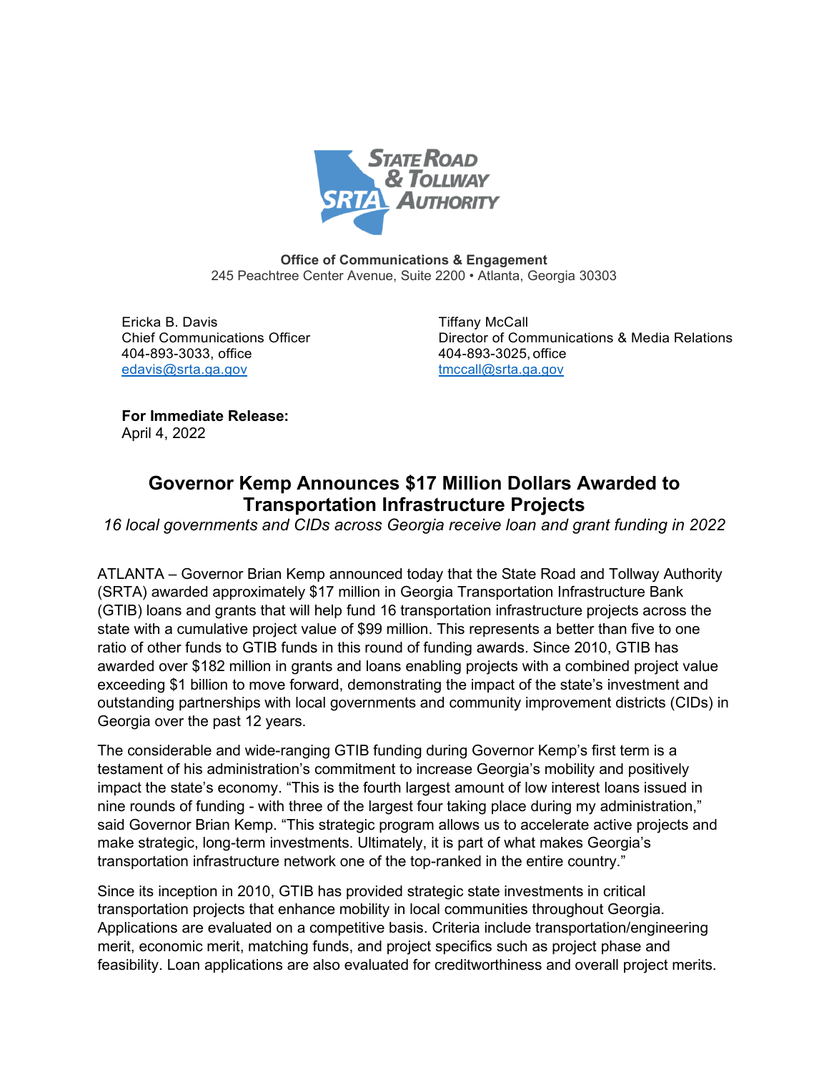STATE ROAD & TOLLWAY AUTHORITY

**Office of Communications & Engagement**
245 Peachtree Center Avenue, Suite 2200 • Atlanta, Georgia 30303

Ericka B. Davis
Chief Communications Officer
404-893-3033, office
edavis@srta.ga.gov

Tiffany McCall
Director of Communications & Media Relations
404-893-3025, office
tmccall@srta.ga.gov

**For Immediate Release:**
April 4, 2022

# Governor Kemp Announces $17 Million Dollars Awarded to Transportation Infrastructure Projects

*16 local governments and CIDs across Georgia receive loan and grant funding in 2022*

ATLANTA – Governor Brian Kemp announced today that the State Road and Tollway Authority (SRTA) awarded approximately $17 million in Georgia Transportation Infrastructure Bank (GTIB) loans and grants that will help fund 16 transportation infrastructure projects across the state with a cumulative project value of $99 million. This represents a better than five to one ratio of other funds to GTIB funds in this round of funding awards. Since 2010, GTIB has awarded over $182 million in grants and loans enabling projects with a combined project value exceeding $1 billion to move forward, demonstrating the impact of the state's investment and outstanding partnerships with local governments and community improvement districts (CIDs) in Georgia over the past 12 years.

The considerable and wide-ranging GTIB funding during Governor Kemp's first term is a testament of his administration's commitment to increase Georgia's mobility and positively impact the state's economy. "This is the fourth largest amount of low interest loans issued in nine rounds of funding - with three of the largest four taking place during my administration," said Governor Brian Kemp. "This strategic program allows us to accelerate active projects and make strategic, long-term investments. Ultimately, it is part of what makes Georgia's transportation infrastructure network one of the top-ranked in the entire country."

Since its inception in 2010, GTIB has provided strategic state investments in critical transportation projects that enhance mobility in local communities throughout Georgia. Applications are evaluated on a competitive basis. Criteria include transportation/engineering merit, economic merit, matching funds, and project specifics such as project phase and feasibility. Loan applications are also evaluated for creditworthiness and overall project merits.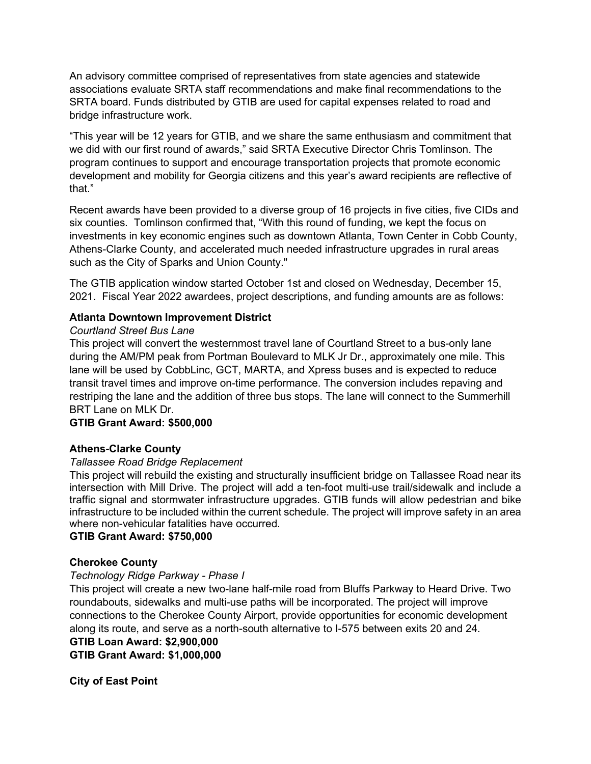An advisory committee comprised of representatives from state agencies and statewide associations evaluate SRTA staff recommendations and make final recommendations to the SRTA board. Funds distributed by GTIB are used for capital expenses related to road and bridge infrastructure work.

“This year will be 12 years for GTIB, and we share the same enthusiasm and commitment that we did with our first round of awards,” said SRTA Executive Director Chris Tomlinson. The program continues to support and encourage transportation projects that promote economic development and mobility for Georgia citizens and this year’s award recipients are reflective of that.”

Recent awards have been provided to a diverse group of 16 projects in five cities, five CIDs and six counties. Tomlinson confirmed that, “With this round of funding, we kept the focus on investments in key economic engines such as downtown Atlanta, Town Center in Cobb County, Athens-Clarke County, and accelerated much needed infrastructure upgrades in rural areas such as the City of Sparks and Union County."

The GTIB application window started October 1st and closed on Wednesday, December 15, 2021. Fiscal Year 2022 awardees, project descriptions, and funding amounts are as follows:

**Atlanta Downtown Improvement District**

*Courtland Street Bus Lane*

This project will convert the westernmost travel lane of Courtland Street to a bus-only lane during the AM/PM peak from Portman Boulevard to MLK Jr Dr., approximately one mile. This lane will be used by CobbLinc, GCT, MARTA, and Xpress buses and is expected to reduce transit travel times and improve on-time performance. The conversion includes repaving and restriping the lane and the addition of three bus stops. The lane will connect to the Summerhill BRT Lane on MLK Dr.

**GTIB Grant Award: $500,000**

**Athens-Clarke County**

*Tallassee Road Bridge Replacement*

This project will rebuild the existing and structurally insufficient bridge on Tallassee Road near its intersection with Mill Drive. The project will add a ten-foot multi-use trail/sidewalk and include a traffic signal and stormwater infrastructure upgrades. GTIB funds will allow pedestrian and bike infrastructure to be included within the current schedule. The project will improve safety in an area where non-vehicular fatalities have occurred.

**GTIB Grant Award: $750,000**

**Cherokee County**

*Technology Ridge Parkway - Phase I*

This project will create a new two-lane half-mile road from Bluffs Parkway to Heard Drive. Two roundabouts, sidewalks and multi-use paths will be incorporated. The project will improve connections to the Cherokee County Airport, provide opportunities for economic development along its route, and serve as a north-south alternative to I-575 between exits 20 and 24.

**GTIB Loan Award: $2,900,000**
**GTIB Grant Award: $1,000,000**

**City of East Point**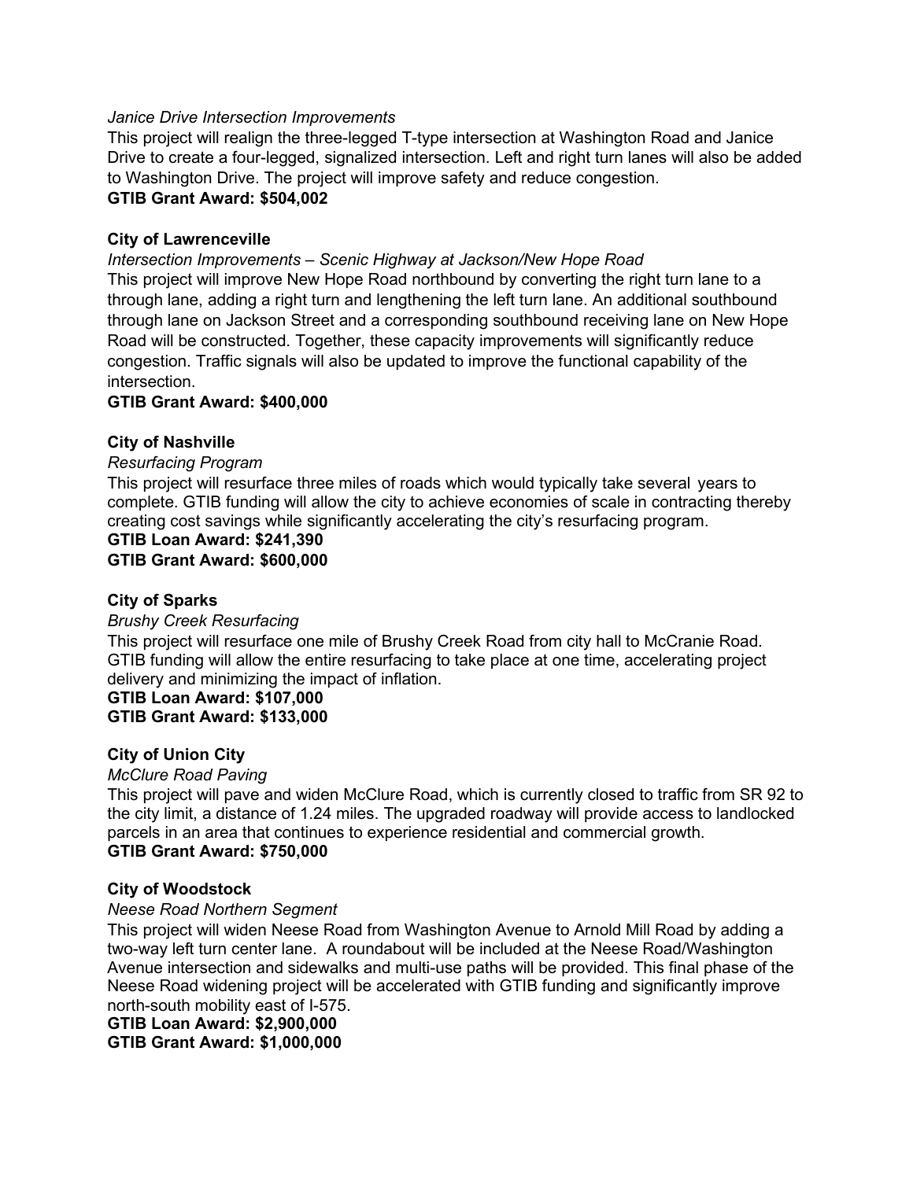*Janice Drive Intersection Improvements*

This project will realign the three-legged T-type intersection at Washington Road and Janice Drive to create a four-legged, signalized intersection. Left and right turn lanes will also be added to Washington Drive. The project will improve safety and reduce congestion.

**GTIB Grant Award: $504,002**

**City of Lawrenceville**

*Intersection Improvements – Scenic Highway at Jackson/New Hope Road*

This project will improve New Hope Road northbound by converting the right turn lane to a through lane, adding a right turn and lengthening the left turn lane. An additional southbound through lane on Jackson Street and a corresponding southbound receiving lane on New Hope Road will be constructed. Together, these capacity improvements will significantly reduce congestion. Traffic signals will also be updated to improve the functional capability of the intersection.

**GTIB Grant Award: $400,000**

**City of Nashville**

*Resurfacing Program*

This project will resurface three miles of roads which would typically take several years to complete. GTIB funding will allow the city to achieve economies of scale in contracting thereby creating cost savings while significantly accelerating the city's resurfacing program.

**GTIB Loan Award: $241,390**
**GTIB Grant Award: $600,000**

**City of Sparks**

*Brushy Creek Resurfacing*

This project will resurface one mile of Brushy Creek Road from city hall to McCranie Road. GTIB funding will allow the entire resurfacing to take place at one time, accelerating project delivery and minimizing the impact of inflation.

**GTIB Loan Award: $107,000**
**GTIB Grant Award: $133,000**

**City of Union City**

*McClure Road Paving*

This project will pave and widen McClure Road, which is currently closed to traffic from SR 92 to the city limit, a distance of 1.24 miles. The upgraded roadway will provide access to landlocked parcels in an area that continues to experience residential and commercial growth.

**GTIB Grant Award: $750,000**

**City of Woodstock**

*Neese Road Northern Segment*

This project will widen Neese Road from Washington Avenue to Arnold Mill Road by adding a two-way left turn center lane. A roundabout will be included at the Neese Road/Washington Avenue intersection and sidewalks and multi-use paths will be provided. This final phase of the Neese Road widening project will be accelerated with GTIB funding and significantly improve north-south mobility east of I-575.

**GTIB Loan Award: $2,900,000**
**GTIB Grant Award: $1,000,000**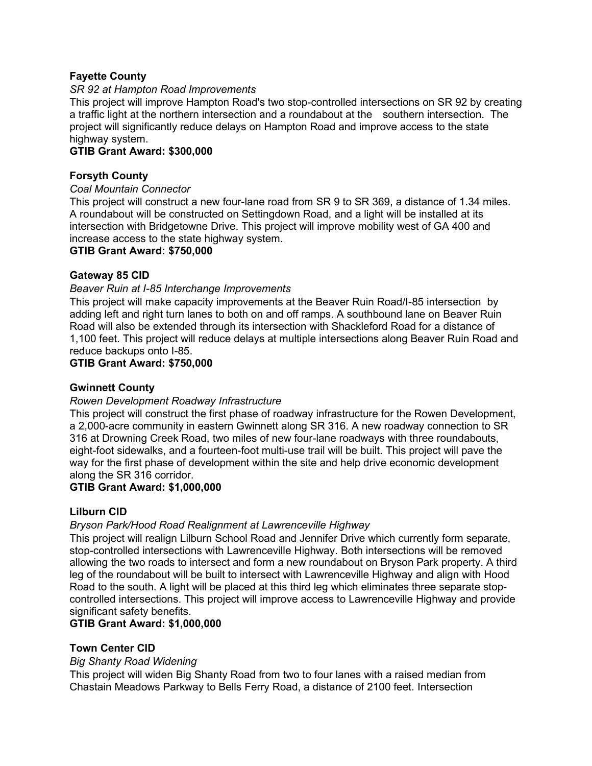**Fayette County**

*SR 92 at Hampton Road Improvements*

This project will improve Hampton Road's two stop-controlled intersections on SR 92 by creating a traffic light at the northern intersection and a roundabout at the southern intersection. The project will significantly reduce delays on Hampton Road and improve access to the state highway system.

**GTIB Grant Award: $300,000**

**Forsyth County**

*Coal Mountain Connector*

This project will construct a new four-lane road from SR 9 to SR 369, a distance of 1.34 miles. A roundabout will be constructed on Settingdown Road, and a light will be installed at its intersection with Bridgetowne Drive. This project will improve mobility west of GA 400 and increase access to the state highway system.

**GTIB Grant Award: $750,000**

**Gateway 85 CID**

*Beaver Ruin at I-85 Interchange Improvements*

This project will make capacity improvements at the Beaver Ruin Road/I-85 intersection by adding left and right turn lanes to both on and off ramps. A southbound lane on Beaver Ruin Road will also be extended through its intersection with Shackleford Road for a distance of 1,100 feet. This project will reduce delays at multiple intersections along Beaver Ruin Road and reduce backups onto I-85.

**GTIB Grant Award: $750,000**

**Gwinnett County**

*Rowen Development Roadway Infrastructure*

This project will construct the first phase of roadway infrastructure for the Rowen Development, a 2,000-acre community in eastern Gwinnett along SR 316. A new roadway connection to SR 316 at Drowning Creek Road, two miles of new four-lane roadways with three roundabouts, eight-foot sidewalks, and a fourteen-foot multi-use trail will be built. This project will pave the way for the first phase of development within the site and help drive economic development along the SR 316 corridor.

**GTIB Grant Award: $1,000,000**

**Lilburn CID**

*Bryson Park/Hood Road Realignment at Lawrenceville Highway*

This project will realign Lilburn School Road and Jennifer Drive which currently form separate, stop-controlled intersections with Lawrenceville Highway. Both intersections will be removed allowing the two roads to intersect and form a new roundabout on Bryson Park property. A third leg of the roundabout will be built to intersect with Lawrenceville Highway and align with Hood Road to the south. A light will be placed at this third leg which eliminates three separate stop-controlled intersections. This project will improve access to Lawrenceville Highway and provide significant safety benefits.

**GTIB Grant Award: $1,000,000**

**Town Center CID**

*Big Shanty Road Widening*

This project will widen Big Shanty Road from two to four lanes with a raised median from Chastain Meadows Parkway to Bells Ferry Road, a distance of 2100 feet. Intersection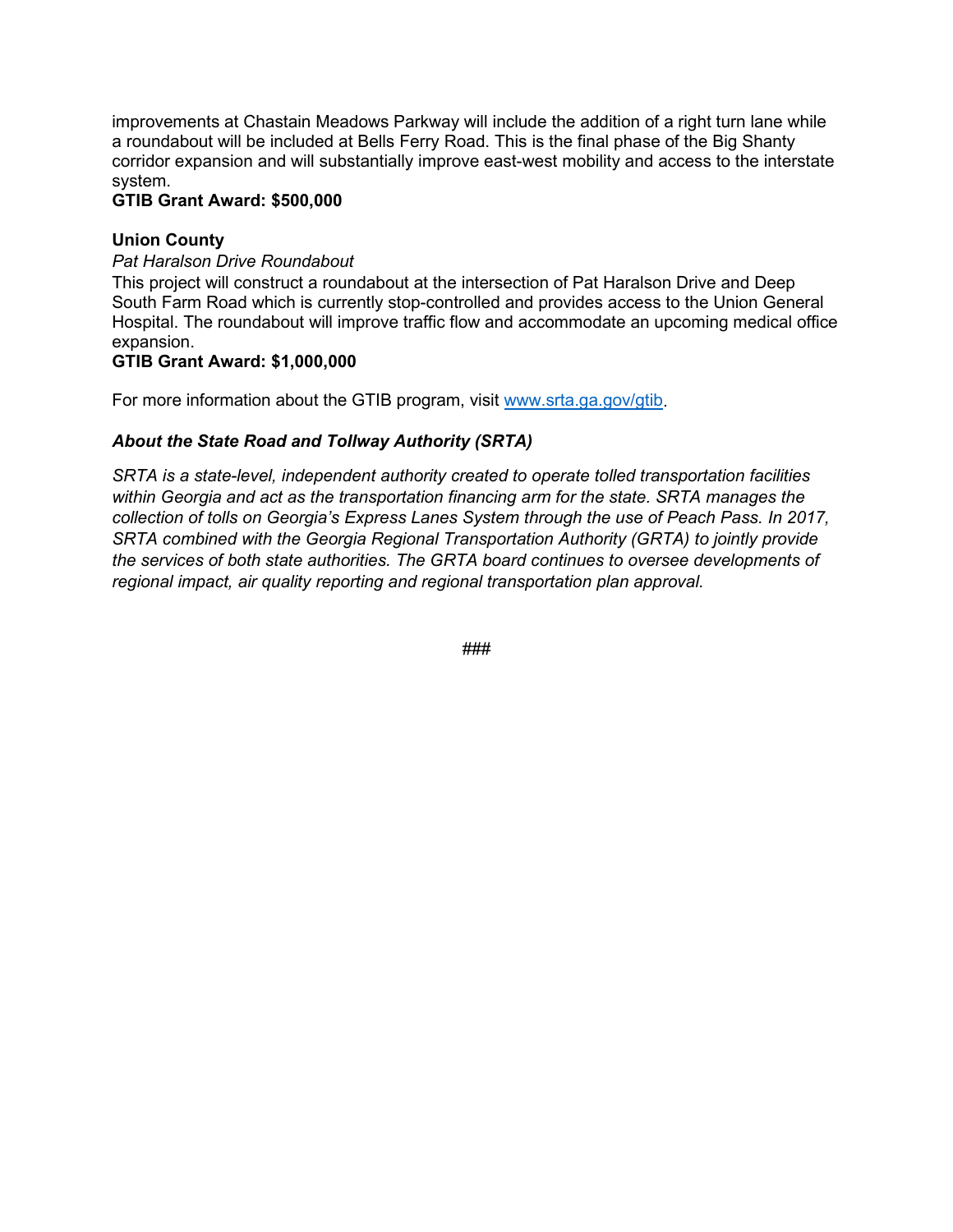improvements at Chastain Meadows Parkway will include the addition of a right turn lane while a roundabout will be included at Bells Ferry Road. This is the final phase of the Big Shanty corridor expansion and will substantially improve east-west mobility and access to the interstate system.
**GTIB Grant Award: $500,000**

**Union County**
*Pat Haralson Drive Roundabout*
This project will construct a roundabout at the intersection of Pat Haralson Drive and Deep South Farm Road which is currently stop-controlled and provides access to the Union General Hospital. The roundabout will improve traffic flow and accommodate an upcoming medical office expansion.
**GTIB Grant Award: $1,000,000**

For more information about the GTIB program, visit [www.srta.ga.gov/gtib](http://www.srta.ga.gov/gtib).

***About the State Road and Tollway Authority (SRTA)***

*SRTA is a state-level, independent authority created to operate tolled transportation facilities within Georgia and act as the transportation financing arm for the state. SRTA manages the collection of tolls on Georgia's Express Lanes System through the use of Peach Pass. In 2017, SRTA combined with the Georgia Regional Transportation Authority (GRTA) to jointly provide the services of both state authorities. The GRTA board continues to oversee developments of regional impact, air quality reporting and regional transportation plan approval.*

###